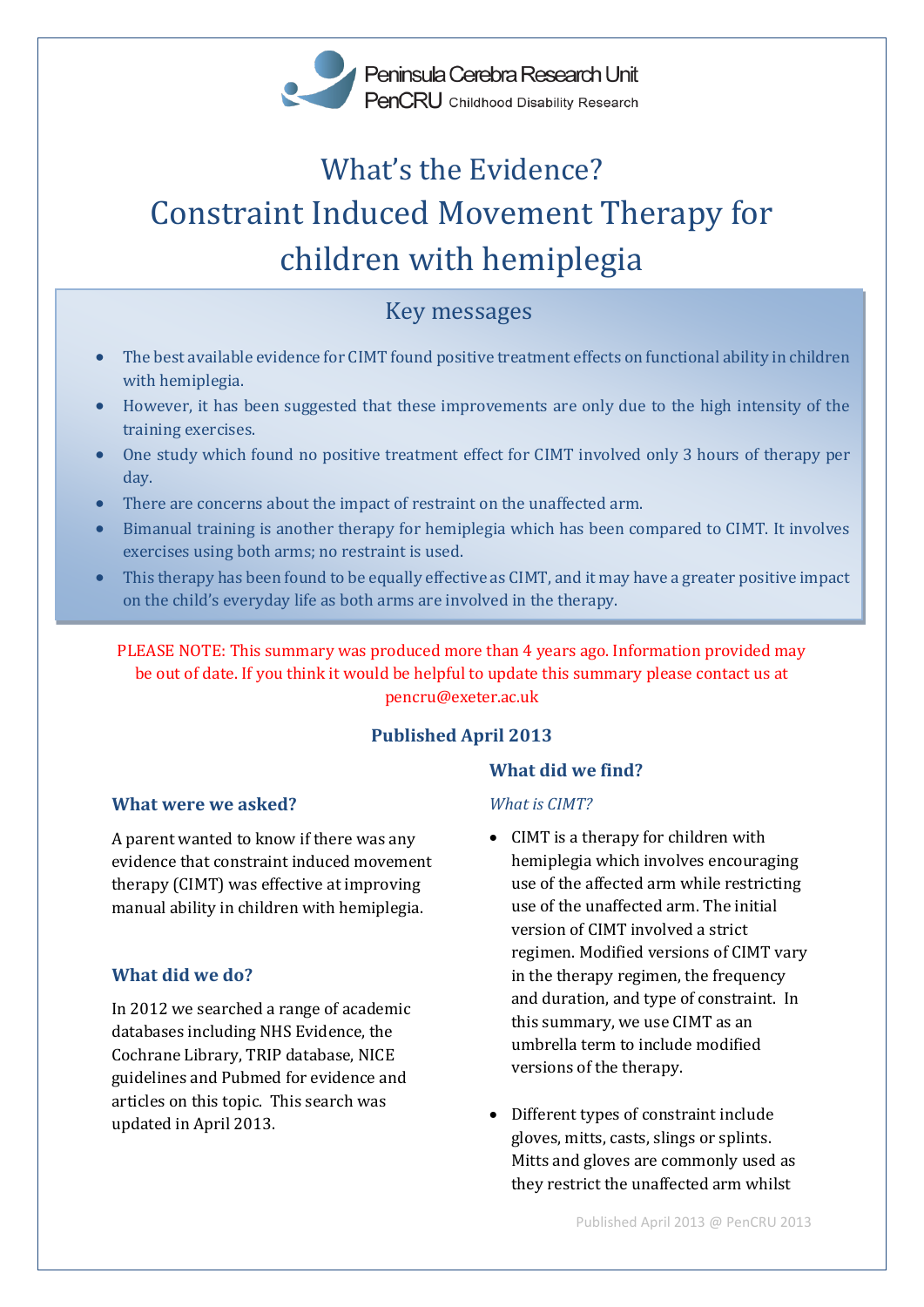Peninsula Cerebra Research Unit
PenCRU Childhood Disability Research

# What's the Evidence? Constraint Induced Movement Therapy for children with hemiplegia

## Key messages

- The best available evidence for CIMT found positive treatment effects on functional ability in children with hemiplegia.
- However, it has been suggested that these improvements are only due to the high intensity of the training exercises.
- One study which found no positive treatment effect for CIMT involved only 3 hours of therapy per day.
- There are concerns about the impact of restraint on the unaffected arm.
- Bimanual training is another therapy for hemiplegia which has been compared to CIMT. It involves exercises using both arms; no restraint is used.
- This therapy has been found to be equally effective as CIMT, and it may have a greater positive impact on the child's everyday life as both arms are involved in the therapy.

PLEASE NOTE: This summary was produced more than 4 years ago. Information provided may be out of date. If you think it would be helpful to update this summary please contact us at pencru@exeter.ac.uk

**Published April 2013**

### What were we asked?

A parent wanted to know if there was any evidence that constraint induced movement therapy (CIMT) was effective at improving manual ability in children with hemiplegia.

### What did we do?

In 2012 we searched a range of academic databases including NHS Evidence, the Cochrane Library, TRIP database, NICE guidelines and Pubmed for evidence and articles on this topic. This search was updated in April 2013.

### What did we find?

*What is CIMT?*

- CIMT is a therapy for children with hemiplegia which involves encouraging use of the affected arm while restricting use of the unaffected arm. The initial version of CIMT involved a strict regimen. Modified versions of CIMT vary in the therapy regimen, the frequency and duration, and type of constraint. In this summary, we use CIMT as an umbrella term to include modified versions of the therapy.

- Different types of constraint include gloves, mitts, casts, slings or splints. Mitts and gloves are commonly used as they restrict the unaffected arm whilst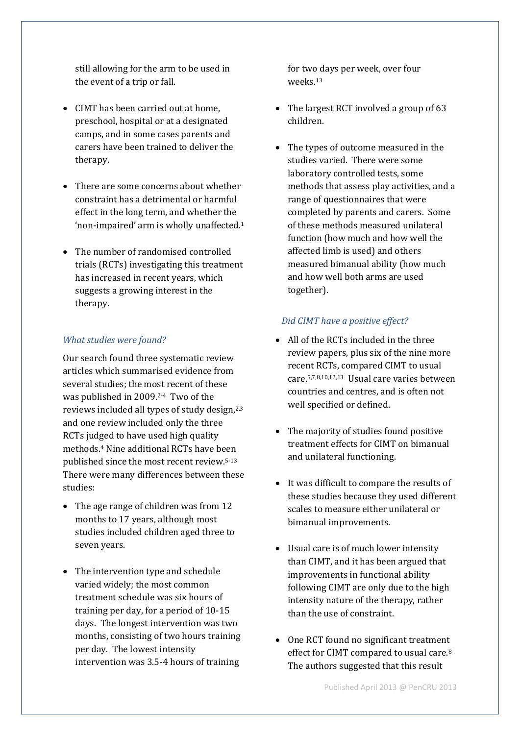still allowing for the arm to be used in the event of a trip or fall.

- CIMT has been carried out at home, preschool, hospital or at a designated camps, and in some cases parents and carers have been trained to deliver the therapy.
- There are some concerns about whether constraint has a detrimental or harmful effect in the long term, and whether the 'non-impaired' arm is wholly unaffected.[1]
- The number of randomised controlled trials (RCTs) investigating this treatment has increased in recent years, which suggests a growing interest in the therapy.

### *What studies were found?*

Our search found three systematic review articles which summarised evidence from several studies; the most recent of these was published in 2009.[2-4] Two of the reviews included all types of study design,[2,3] and one review included only the three RCTs judged to have used high quality methods.[4] Nine additional RCTs have been published since the most recent review.[5-13] There were many differences between these studies:

- The age range of children was from 12 months to 17 years, although most studies included children aged three to seven years.
- The intervention type and schedule varied widely; the most common treatment schedule was six hours of training per day, for a period of 10-15 days. The longest intervention was two months, consisting of two hours training per day. The lowest intensity intervention was 3.5-4 hours of training for two days per week, over four weeks.[13]
- The largest RCT involved a group of 63 children.
- The types of outcome measured in the studies varied. There were some laboratory controlled tests, some methods that assess play activities, and a range of questionnaires that were completed by parents and carers. Some of these methods measured unilateral function (how much and how well the affected limb is used) and others measured bimanual ability (how much and how well both arms are used together).

### *Did CIMT have a positive effect?*

- All of the RCTs included in the three review papers, plus six of the nine more recent RCTs, compared CIMT to usual care.[5,7,8,10,12,13] Usual care varies between countries and centres, and is often not well specified or defined.
- The majority of studies found positive treatment effects for CIMT on bimanual and unilateral functioning.
- It was difficult to compare the results of these studies because they used different scales to measure either unilateral or bimanual improvements.
- Usual care is of much lower intensity than CIMT, and it has been argued that improvements in functional ability following CIMT are only due to the high intensity nature of the therapy, rather than the use of constraint.
- One RCT found no significant treatment effect for CIMT compared to usual care.[8] The authors suggested that this result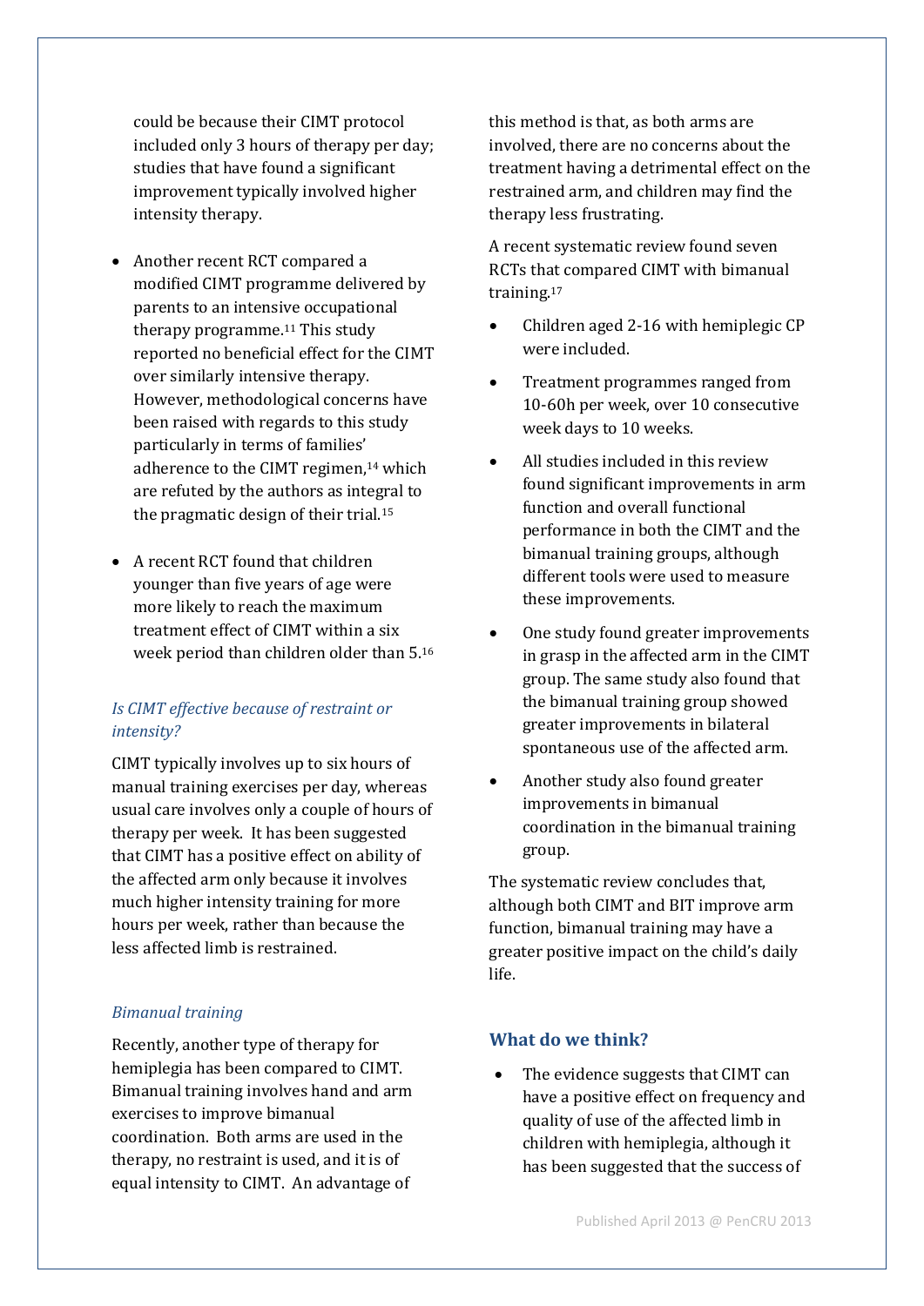could be because their CIMT protocol included only 3 hours of therapy per day; studies that have found a significant improvement typically involved higher intensity therapy.

- Another recent RCT compared a modified CIMT programme delivered by parents to an intensive occupational therapy programme.[11] This study reported no beneficial effect for the CIMT over similarly intensive therapy. However, methodological concerns have been raised with regards to this study particularly in terms of families' adherence to the CIMT regimen,[14] which are refuted by the authors as integral to the pragmatic design of their trial.[15]
- A recent RCT found that children younger than five years of age were more likely to reach the maximum treatment effect of CIMT within a six week period than children older than 5.[16]

### *Is CIMT effective because of restraint or intensity?*

CIMT typically involves up to six hours of manual training exercises per day, whereas usual care involves only a couple of hours of therapy per week. It has been suggested that CIMT has a positive effect on ability of the affected arm only because it involves much higher intensity training for more hours per week, rather than because the less affected limb is restrained.

### *Bimanual training*

Recently, another type of therapy for hemiplegia has been compared to CIMT. Bimanual training involves hand and arm exercises to improve bimanual coordination. Both arms are used in the therapy, no restraint is used, and it is of equal intensity to CIMT. An advantage of this method is that, as both arms are involved, there are no concerns about the treatment having a detrimental effect on the restrained arm, and children may find the therapy less frustrating.

A recent systematic review found seven RCTs that compared CIMT with bimanual training.[17]

- Children aged 2-16 with hemiplegic CP were included.
- Treatment programmes ranged from 10-60h per week, over 10 consecutive week days to 10 weeks.
- All studies included in this review found significant improvements in arm function and overall functional performance in both the CIMT and the bimanual training groups, although different tools were used to measure these improvements.
- One study found greater improvements in grasp in the affected arm in the CIMT group. The same study also found that the bimanual training group showed greater improvements in bilateral spontaneous use of the affected arm.
- Another study also found greater improvements in bimanual coordination in the bimanual training group.

The systematic review concludes that, although both CIMT and BIT improve arm function, bimanual training may have a greater positive impact on the child's daily life.

## What do we think?

- The evidence suggests that CIMT can have a positive effect on frequency and quality of use of the affected limb in children with hemiplegia, although it has been suggested that the success of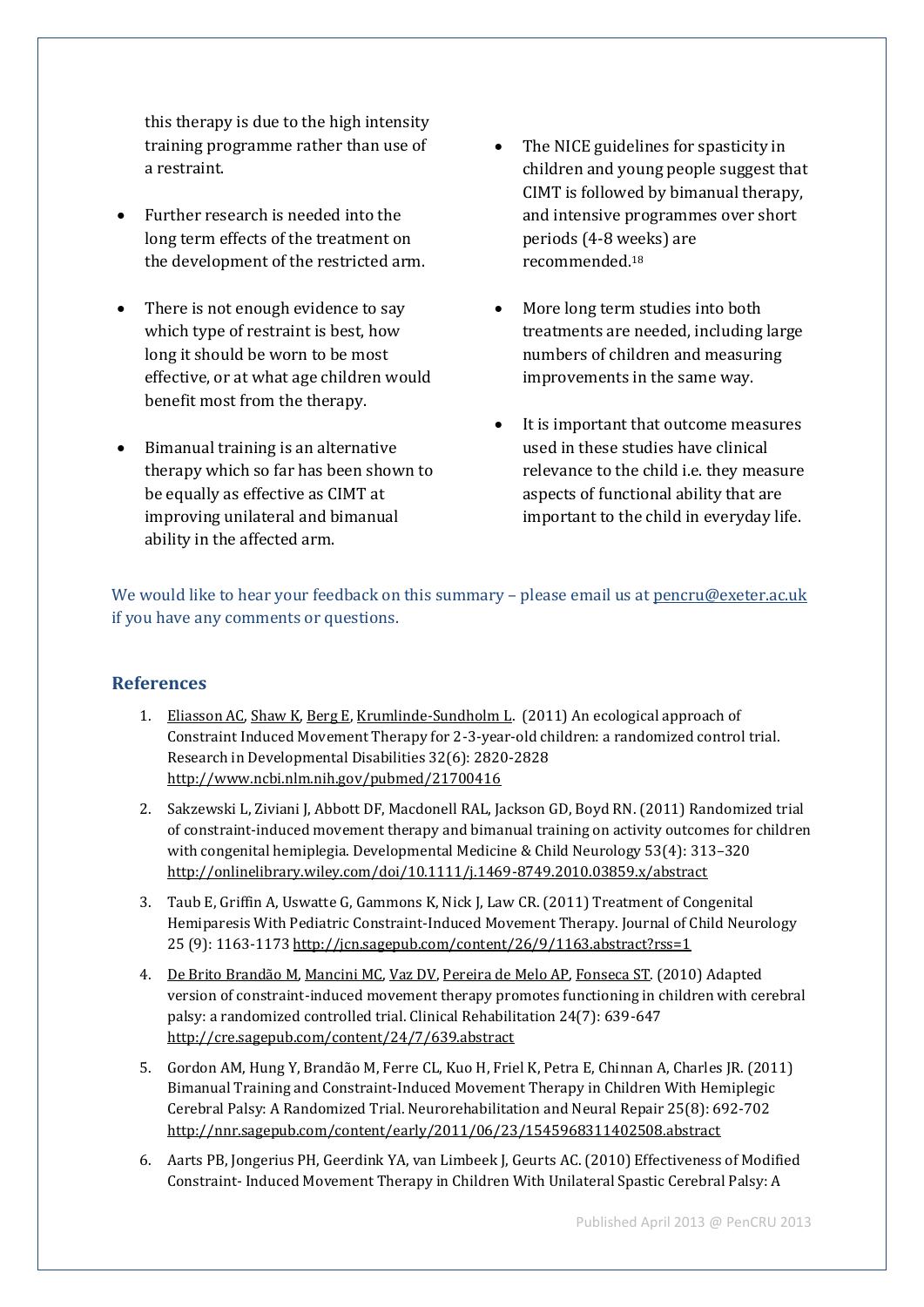this therapy is due to the high intensity training programme rather than use of a restraint.

- Further research is needed into the long term effects of the treatment on the development of the restricted arm.
- There is not enough evidence to say which type of restraint is best, how long it should be worn to be most effective, or at what age children would benefit most from the therapy.
- Bimanual training is an alternative therapy which so far has been shown to be equally as effective as CIMT at improving unilateral and bimanual ability in the affected arm.
- The NICE guidelines for spasticity in children and young people suggest that CIMT is followed by bimanual therapy, and intensive programmes over short periods (4-8 weeks) are recommended.[18]
- More long term studies into both treatments are needed, including large numbers of children and measuring improvements in the same way.
- It is important that outcome measures used in these studies have clinical relevance to the child i.e. they measure aspects of functional ability that are important to the child in everyday life.

We would like to hear your feedback on this summary – please email us at pencru@exeter.ac.uk if you have any comments or questions.

## References

1. Eliasson AC, Shaw K, Berg E, Krumlinde-Sundholm L. (2011) An ecological approach of Constraint Induced Movement Therapy for 2-3-year-old children: a randomized control trial. Research in Developmental Disabilities 32(6): 2820-2828 http://www.ncbi.nlm.nih.gov/pubmed/21700416
2. Sakzewski L, Ziviani J, Abbott DF, Macdonell RAL, Jackson GD, Boyd RN. (2011) Randomized trial of constraint-induced movement therapy and bimanual training on activity outcomes for children with congenital hemiplegia. Developmental Medicine & Child Neurology 53(4): 313–320 http://onlinelibrary.wiley.com/doi/10.1111/j.1469-8749.2010.03859.x/abstract
3. Taub E, Griffin A, Uswatte G, Gammons K, Nick J, Law CR. (2011) Treatment of Congenital Hemiparesis With Pediatric Constraint-Induced Movement Therapy. Journal of Child Neurology 25 (9): 1163-1173 http://jcn.sagepub.com/content/26/9/1163.abstract?rss=1
4. De Brito Brandão M, Mancini MC, Vaz DV, Pereira de Melo AP, Fonseca ST. (2010) Adapted version of constraint-induced movement therapy promotes functioning in children with cerebral palsy: a randomized controlled trial. Clinical Rehabilitation 24(7): 639-647 http://cre.sagepub.com/content/24/7/639.abstract
5. Gordon AM, Hung Y, Brandão M, Ferre CL, Kuo H, Friel K, Petra E, Chinnan A, Charles JR. (2011) Bimanual Training and Constraint-Induced Movement Therapy in Children With Hemiplegic Cerebral Palsy: A Randomized Trial. Neurorehabilitation and Neural Repair 25(8): 692-702 http://nnr.sagepub.com/content/early/2011/06/23/1545968311402508.abstract
6. Aarts PB, Jongerius PH, Geerdink YA, van Limbeek J, Geurts AC. (2010) Effectiveness of Modified Constraint- Induced Movement Therapy in Children With Unilateral Spastic Cerebral Palsy: A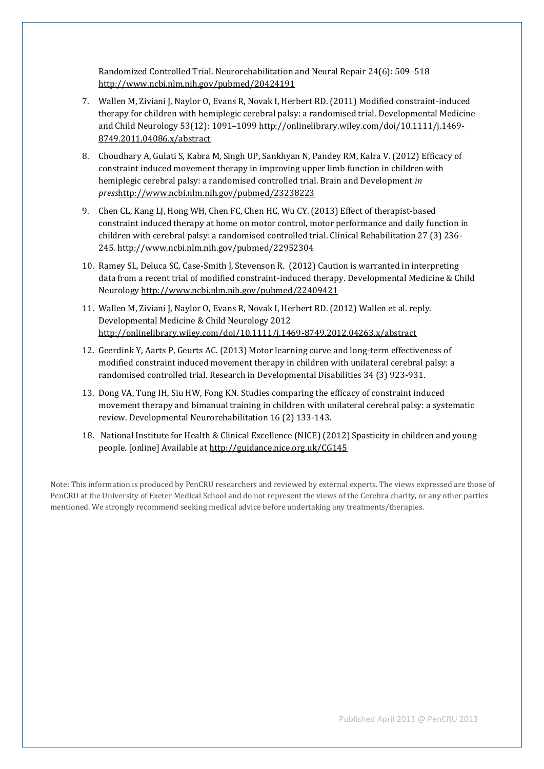Randomized Controlled Trial. Neurorehabilitation and Neural Repair 24(6): 509–518 http://www.ncbi.nlm.nih.gov/pubmed/20424191

7. Wallen M, Ziviani J, Naylor O, Evans R, Novak I, Herbert RD. (2011) Modified constraint-induced therapy for children with hemiplegic cerebral palsy: a randomised trial. Developmental Medicine and Child Neurology 53(12): 1091–1099 http://onlinelibrary.wiley.com/doi/10.1111/j.1469-8749.2011.04086.x/abstract

8. Choudhary A, Gulati S, Kabra M, Singh UP, Sankhyan N, Pandey RM, Kalra V. (2012) Efficacy of constraint induced movement therapy in improving upper limb function in children with hemiplegic cerebral palsy: a randomised controlled trial. Brain and Development *in press*http://www.ncbi.nlm.nih.gov/pubmed/23238223

9. Chen CL, Kang LJ, Hong WH, Chen FC, Chen HC, Wu CY. (2013) Effect of therapist-based constraint induced therapy at home on motor control, motor performance and daily function in children with cerebral palsy: a randomised controlled trial. Clinical Rehabilitation 27 (3) 236-245. http://www.ncbi.nlm.nih.gov/pubmed/22952304

10. Ramey SL, Deluca SC, Case-Smith J, Stevenson R. (2012) Caution is warranted in interpreting data from a recent trial of modified constraint-induced therapy. Developmental Medicine & Child Neurology http://www.ncbi.nlm.nih.gov/pubmed/22409421

11. Wallen M, Ziviani J, Naylor O, Evans R, Novak I, Herbert RD. (2012) Wallen et al. reply. Developmental Medicine & Child Neurology 2012 http://onlinelibrary.wiley.com/doi/10.1111/j.1469-8749.2012.04263.x/abstract

12. Geerdink Y, Aarts P, Geurts AC. (2013) Motor learning curve and long-term effectiveness of modified constraint induced movement therapy in children with unilateral cerebral palsy: a randomised controlled trial. Research in Developmental Disabilities 34 (3) 923-931.

13. Dong VA, Tung IH, Siu HW, Fong KN. Studies comparing the efficacy of constraint induced movement therapy and bimanual training in children with unilateral cerebral palsy: a systematic review. Developmental Neurorehabilitation 16 (2) 133-143.

18. National Institute for Health & Clinical Excellence (NICE) (2012) Spasticity in children and young people. [online] Available at http://guidance.nice.org.uk/CG145

Note: This information is produced by PenCRU researchers and reviewed by external experts. The views expressed are those of PenCRU at the University of Exeter Medical School and do not represent the views of the Cerebra charity, or any other parties mentioned. We strongly recommend seeking medical advice before undertaking any treatments/therapies.

Published April 2013 @ PenCRU 2013